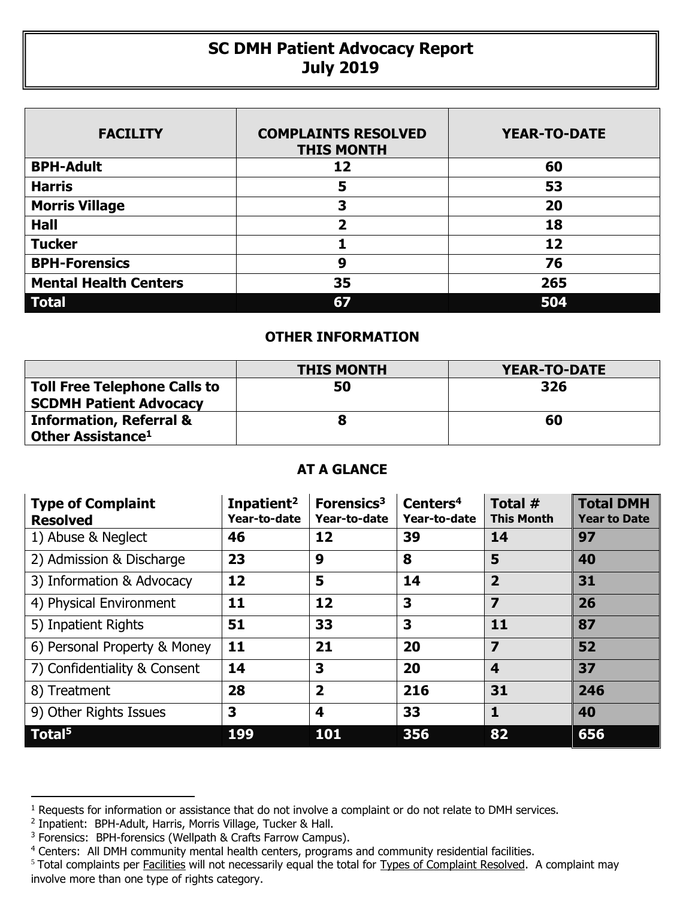# SC DMH Patient Advocacy Report
## July 2019

| FACILITY | COMPLAINTS RESOLVED THIS MONTH | YEAR-TO-DATE |
|---|---|---|
| **BPH-Adult** | **12** | **60** |
| **Harris** | **5** | **53** |
| **Morris Village** | **3** | **20** |
| **Hall** | **2** | **18** |
| **Tucker** | **1** | **12** |
| **BPH-Forensics** | **9** | **76** |
| **Mental Health Centers** | **35** | **265** |
| **Total** | **67** | **504** |

### OTHER INFORMATION

| | THIS MONTH | YEAR-TO-DATE |
|---|---|---|
| **Toll Free Telephone Calls to SCDMH Patient Advocacy** | **50** | **326** |
| **Information, Referral & Other Assistance[1]** | **8** | **60** |

### AT A GLANCE

| Type of Complaint Resolved | Inpatient[2] Year-to-date | Forensics[3] Year-to-date | Centers[4] Year-to-date | Total # This Month | Total DMH Year to Date |
|---|---|---|---|---|---|
| 1) Abuse & Neglect | **46** | **12** | **39** | **14** | **97** |
| 2) Admission & Discharge | **23** | **9** | **8** | **5** | **40** |
| 3) Information & Advocacy | **12** | **5** | **14** | **2** | **31** |
| 4) Physical Environment | **11** | **12** | **3** | **7** | **26** |
| 5) Inpatient Rights | **51** | **33** | **3** | **11** | **87** |
| 6) Personal Property & Money | **11** | **21** | **20** | **7** | **52** |
| 7) Confidentiality & Consent | **14** | **3** | **20** | **4** | **37** |
| 8) Treatment | **28** | **2** | **216** | **31** | **246** |
| 9) Other Rights Issues | **3** | **4** | **33** | **1** | **40** |
| **Total[5]** | **199** | **101** | **356** | **82** | **656** |

---

[1] Requests for information or assistance that do not involve a complaint or do not relate to DMH services.

[2] Inpatient: BPH-Adult, Harris, Morris Village, Tucker & Hall.

[3] Forensics: BPH-forensics (Wellpath & Crafts Farrow Campus).

[4] Centers: All DMH community mental health centers, programs and community residential facilities.

[5] Total complaints per Facilities will not necessarily equal the total for Types of Complaint Resolved. A complaint may involve more than one type of rights category.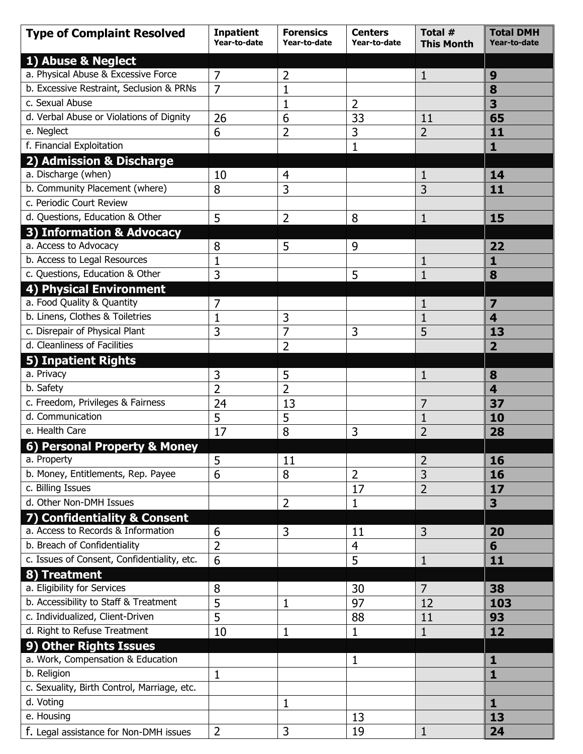| Type of Complaint Resolved | Inpatient Year-to-date | Forensics Year-to-date | Centers Year-to-date | Total # This Month | Total DMH Year-to-date |
|---|---|---|---|---|---|
| **1) Abuse & Neglect** | | | | | |
| a. Physical Abuse & Excessive Force | 7 | 2 | | 1 | **9** |
| b. Excessive Restraint, Seclusion & PRNs | 7 | 1 | | | **8** |
| c. Sexual Abuse | | 1 | 2 | | **3** |
| d. Verbal Abuse or Violations of Dignity | 26 | 6 | 33 | 11 | **65** |
| e. Neglect | 6 | 2 | 3 | 2 | **11** |
| f. Financial Exploitation | | | 1 | | **1** |
| **2) Admission & Discharge** | | | | | |
| a. Discharge (when) | 10 | 4 | | 1 | **14** |
| b. Community Placement (where) | 8 | 3 | | 3 | **11** |
| c. Periodic Court Review | | | | | |
| d. Questions, Education & Other | 5 | 2 | 8 | 1 | **15** |
| **3) Information & Advocacy** | | | | | |
| a. Access to Advocacy | 8 | 5 | 9 | | **22** |
| b. Access to Legal Resources | 1 | | | 1 | **1** |
| c. Questions, Education & Other | 3 | | 5 | 1 | **8** |
| **4) Physical Environment** | | | | | |
| a. Food Quality & Quantity | 7 | | | 1 | **7** |
| b. Linens, Clothes & Toiletries | 1 | 3 | | 1 | **4** |
| c. Disrepair of Physical Plant | 3 | 7 | 3 | 5 | **13** |
| d. Cleanliness of Facilities | | 2 | | | **2** |
| **5) Inpatient Rights** | | | | | |
| a. Privacy | 3 | 5 | | 1 | **8** |
| b. Safety | 2 | 2 | | | **4** |
| c. Freedom, Privileges & Fairness | 24 | 13 | | 7 | **37** |
| d. Communication | 5 | 5 | | 1 | **10** |
| e. Health Care | 17 | 8 | 3 | 2 | **28** |
| **6) Personal Property & Money** | | | | | |
| a. Property | 5 | 11 | | 2 | **16** |
| b. Money, Entitlements, Rep. Payee | 6 | 8 | 2 | 3 | **16** |
| c. Billing Issues | | | 17 | 2 | **17** |
| d. Other Non-DMH Issues | | 2 | 1 | | **3** |
| **7) Confidentiality & Consent** | | | | | |
| a. Access to Records & Information | 6 | 3 | 11 | 3 | **20** |
| b. Breach of Confidentiality | 2 | | 4 | | **6** |
| c. Issues of Consent, Confidentiality, etc. | 6 | | 5 | 1 | **11** |
| **8) Treatment** | | | | | |
| a. Eligibility for Services | 8 | | 30 | 7 | **38** |
| b. Accessibility to Staff & Treatment | 5 | 1 | 97 | 12 | **103** |
| c. Individualized, Client-Driven | 5 | | 88 | 11 | **93** |
| d. Right to Refuse Treatment | 10 | 1 | 1 | 1 | **12** |
| **9) Other Rights Issues** | | | | | |
| a. Work, Compensation & Education | | | 1 | | **1** |
| b. Religion | 1 | | | | **1** |
| c. Sexuality, Birth Control, Marriage, etc. | | | | | |
| d. Voting | | 1 | | | **1** |
| e. Housing | | | 13 | | **13** |
| f. Legal assistance for Non-DMH issues | 2 | 3 | 19 | 1 | **24** |